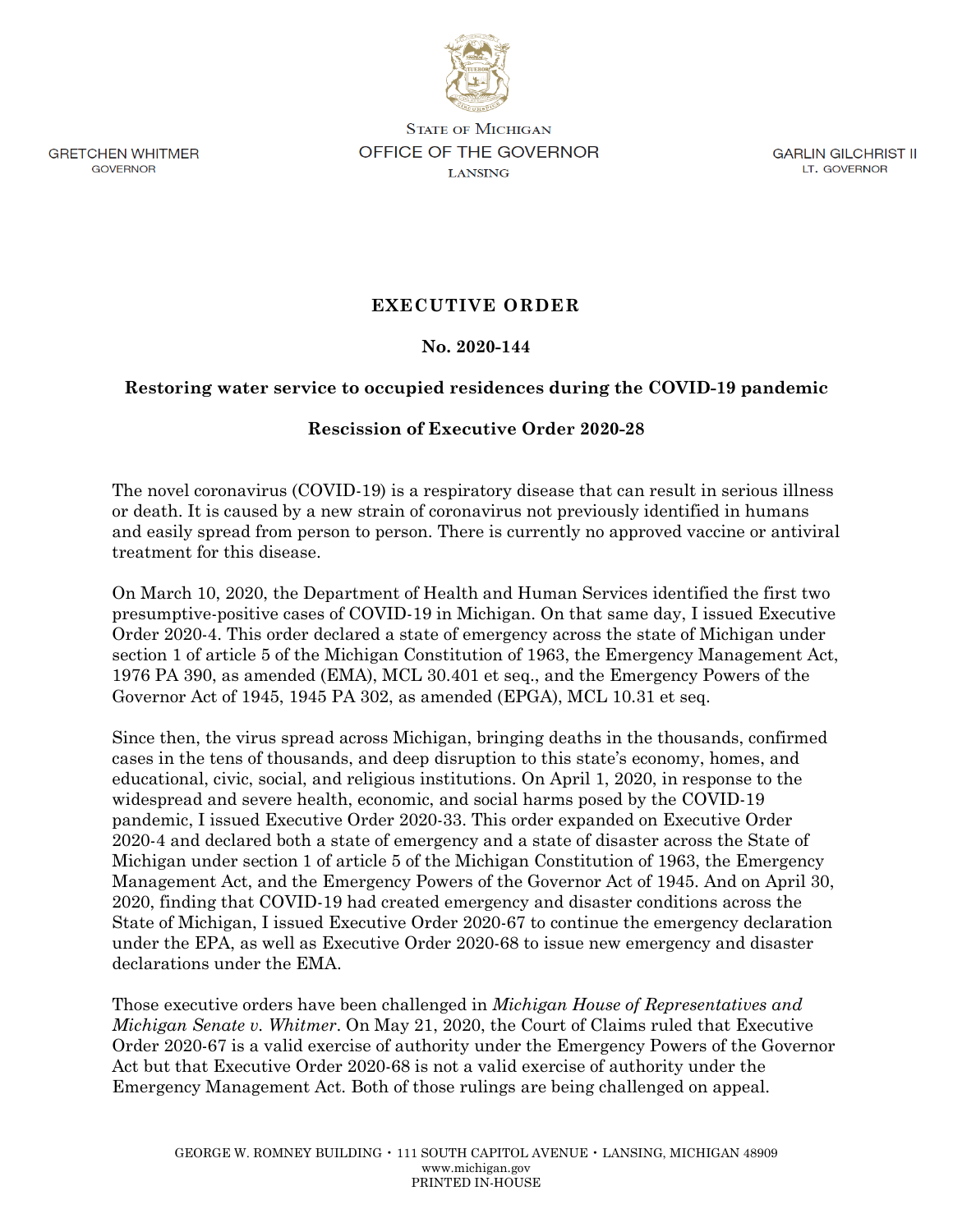GRETCHEN WHITMER
GOVERNOR

STATE OF MICHIGAN
OFFICE OF THE GOVERNOR
LANSING

GARLIN GILCHRIST II
LT. GOVERNOR

# EXECUTIVE ORDER

## No. 2020-144

## Restoring water service to occupied residences during the COVID-19 pandemic

## Rescission of Executive Order 2020-28

The novel coronavirus (COVID-19) is a respiratory disease that can result in serious illness or death. It is caused by a new strain of coronavirus not previously identified in humans and easily spread from person to person. There is currently no approved vaccine or antiviral treatment for this disease.

On March 10, 2020, the Department of Health and Human Services identified the first two presumptive-positive cases of COVID-19 in Michigan. On that same day, I issued Executive Order 2020-4. This order declared a state of emergency across the state of Michigan under section 1 of article 5 of the Michigan Constitution of 1963, the Emergency Management Act, 1976 PA 390, as amended (EMA), MCL 30.401 et seq., and the Emergency Powers of the Governor Act of 1945, 1945 PA 302, as amended (EPGA), MCL 10.31 et seq.

Since then, the virus spread across Michigan, bringing deaths in the thousands, confirmed cases in the tens of thousands, and deep disruption to this state's economy, homes, and educational, civic, social, and religious institutions. On April 1, 2020, in response to the widespread and severe health, economic, and social harms posed by the COVID-19 pandemic, I issued Executive Order 2020-33. This order expanded on Executive Order 2020-4 and declared both a state of emergency and a state of disaster across the State of Michigan under section 1 of article 5 of the Michigan Constitution of 1963, the Emergency Management Act, and the Emergency Powers of the Governor Act of 1945. And on April 30, 2020, finding that COVID-19 had created emergency and disaster conditions across the State of Michigan, I issued Executive Order 2020-67 to continue the emergency declaration under the EPA, as well as Executive Order 2020-68 to issue new emergency and disaster declarations under the EMA.

Those executive orders have been challenged in *Michigan House of Representatives and Michigan Senate v. Whitmer*. On May 21, 2020, the Court of Claims ruled that Executive Order 2020-67 is a valid exercise of authority under the Emergency Powers of the Governor Act but that Executive Order 2020-68 is not a valid exercise of authority under the Emergency Management Act. Both of those rulings are being challenged on appeal.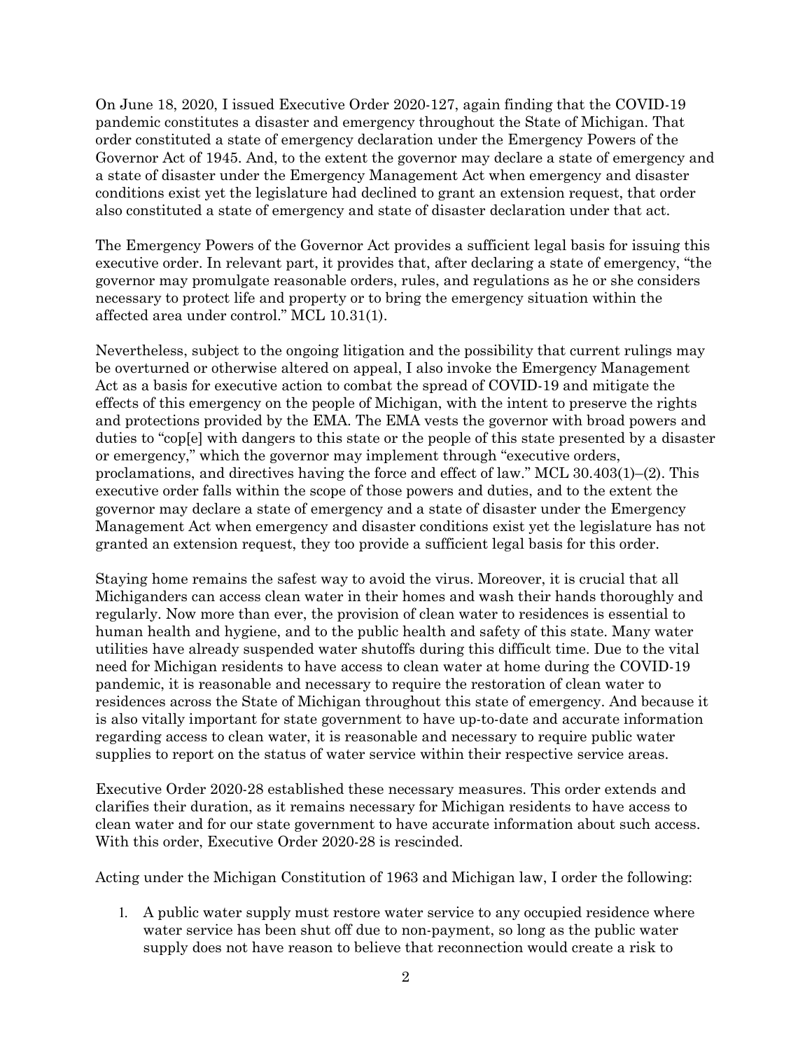On June 18, 2020, I issued Executive Order 2020-127, again finding that the COVID-19 pandemic constitutes a disaster and emergency throughout the State of Michigan. That order constituted a state of emergency declaration under the Emergency Powers of the Governor Act of 1945. And, to the extent the governor may declare a state of emergency and a state of disaster under the Emergency Management Act when emergency and disaster conditions exist yet the legislature had declined to grant an extension request, that order also constituted a state of emergency and state of disaster declaration under that act.

The Emergency Powers of the Governor Act provides a sufficient legal basis for issuing this executive order. In relevant part, it provides that, after declaring a state of emergency, "the governor may promulgate reasonable orders, rules, and regulations as he or she considers necessary to protect life and property or to bring the emergency situation within the affected area under control." MCL 10.31(1).

Nevertheless, subject to the ongoing litigation and the possibility that current rulings may be overturned or otherwise altered on appeal, I also invoke the Emergency Management Act as a basis for executive action to combat the spread of COVID-19 and mitigate the effects of this emergency on the people of Michigan, with the intent to preserve the rights and protections provided by the EMA. The EMA vests the governor with broad powers and duties to "cop[e] with dangers to this state or the people of this state presented by a disaster or emergency," which the governor may implement through "executive orders, proclamations, and directives having the force and effect of law." MCL 30.403(1)–(2). This executive order falls within the scope of those powers and duties, and to the extent the governor may declare a state of emergency and a state of disaster under the Emergency Management Act when emergency and disaster conditions exist yet the legislature has not granted an extension request, they too provide a sufficient legal basis for this order.

Staying home remains the safest way to avoid the virus. Moreover, it is crucial that all Michiganders can access clean water in their homes and wash their hands thoroughly and regularly. Now more than ever, the provision of clean water to residences is essential to human health and hygiene, and to the public health and safety of this state. Many water utilities have already suspended water shutoffs during this difficult time. Due to the vital need for Michigan residents to have access to clean water at home during the COVID-19 pandemic, it is reasonable and necessary to require the restoration of clean water to residences across the State of Michigan throughout this state of emergency. And because it is also vitally important for state government to have up-to-date and accurate information regarding access to clean water, it is reasonable and necessary to require public water supplies to report on the status of water service within their respective service areas.

Executive Order 2020-28 established these necessary measures. This order extends and clarifies their duration, as it remains necessary for Michigan residents to have access to clean water and for our state government to have accurate information about such access. With this order, Executive Order 2020-28 is rescinded.

Acting under the Michigan Constitution of 1963 and Michigan law, I order the following:

1. A public water supply must restore water service to any occupied residence where water service has been shut off due to non-payment, so long as the public water supply does not have reason to believe that reconnection would create a risk to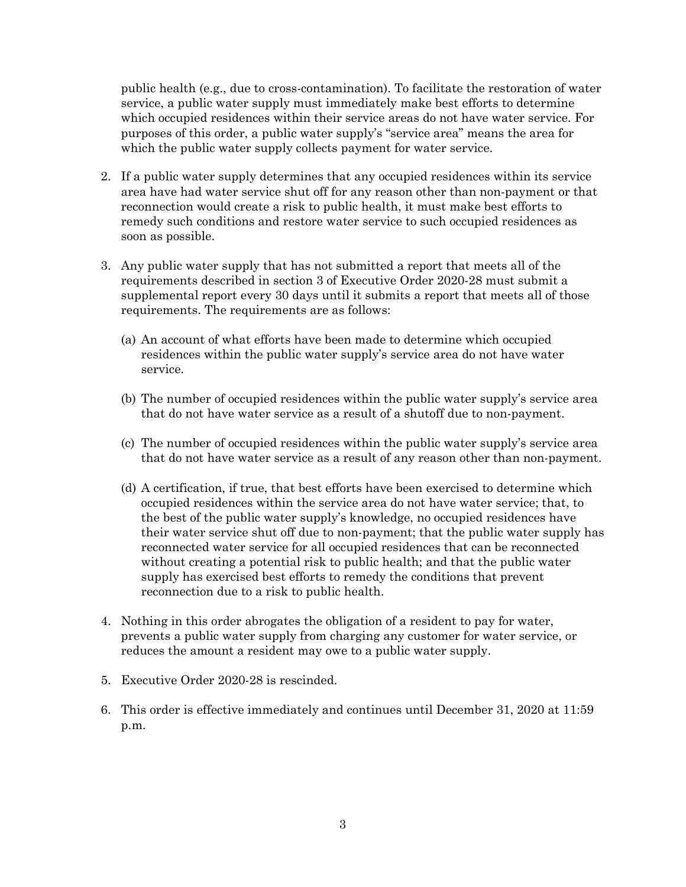public health (e.g., due to cross-contamination). To facilitate the restoration of water service, a public water supply must immediately make best efforts to determine which occupied residences within their service areas do not have water service. For purposes of this order, a public water supply's "service area" means the area for which the public water supply collects payment for water service.

2. If a public water supply determines that any occupied residences within its service area have had water service shut off for any reason other than non-payment or that reconnection would create a risk to public health, it must make best efforts to remedy such conditions and restore water service to such occupied residences as soon as possible.

3. Any public water supply that has not submitted a report that meets all of the requirements described in section 3 of Executive Order 2020-28 must submit a supplemental report every 30 days until it submits a report that meets all of those requirements. The requirements are as follows:

   (a) An account of what efforts have been made to determine which occupied residences within the public water supply's service area do not have water service.

   (b) The number of occupied residences within the public water supply's service area that do not have water service as a result of a shutoff due to non-payment.

   (c) The number of occupied residences within the public water supply's service area that do not have water service as a result of any reason other than non-payment.

   (d) A certification, if true, that best efforts have been exercised to determine which occupied residences within the service area do not have water service; that, to the best of the public water supply's knowledge, no occupied residences have their water service shut off due to non-payment; that the public water supply has reconnected water service for all occupied residences that can be reconnected without creating a potential risk to public health; and that the public water supply has exercised best efforts to remedy the conditions that prevent reconnection due to a risk to public health.

4. Nothing in this order abrogates the obligation of a resident to pay for water, prevents a public water supply from charging any customer for water service, or reduces the amount a resident may owe to a public water supply.

5. Executive Order 2020-28 is rescinded.

6. This order is effective immediately and continues until December 31, 2020 at 11:59 p.m.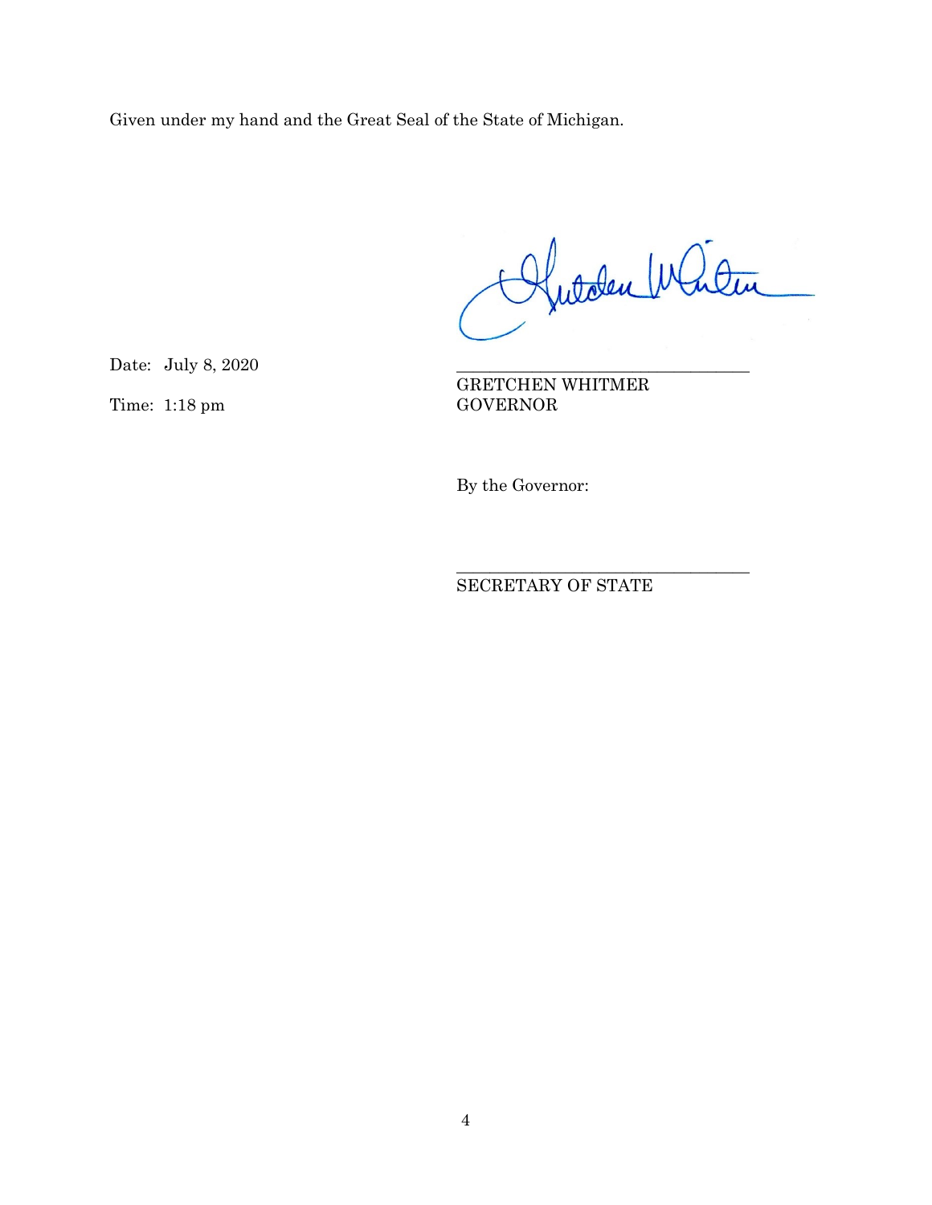Given under my hand and the Great Seal of the State of Michigan.

Date: July 8, 2020

Time: 1:18 pm

\_\_\_\_\_\_\_\_\_\_\_\_\_\_\_\_\_\_\_\_\_\_\_\_\_\_\_\_\_\_\_\_\_\_

GRETCHEN WHITMER
GOVERNOR

By the Governor:

\_\_\_\_\_\_\_\_\_\_\_\_\_\_\_\_\_\_\_\_\_\_\_\_\_\_\_\_\_\_\_\_\_\_

SECRETARY OF STATE